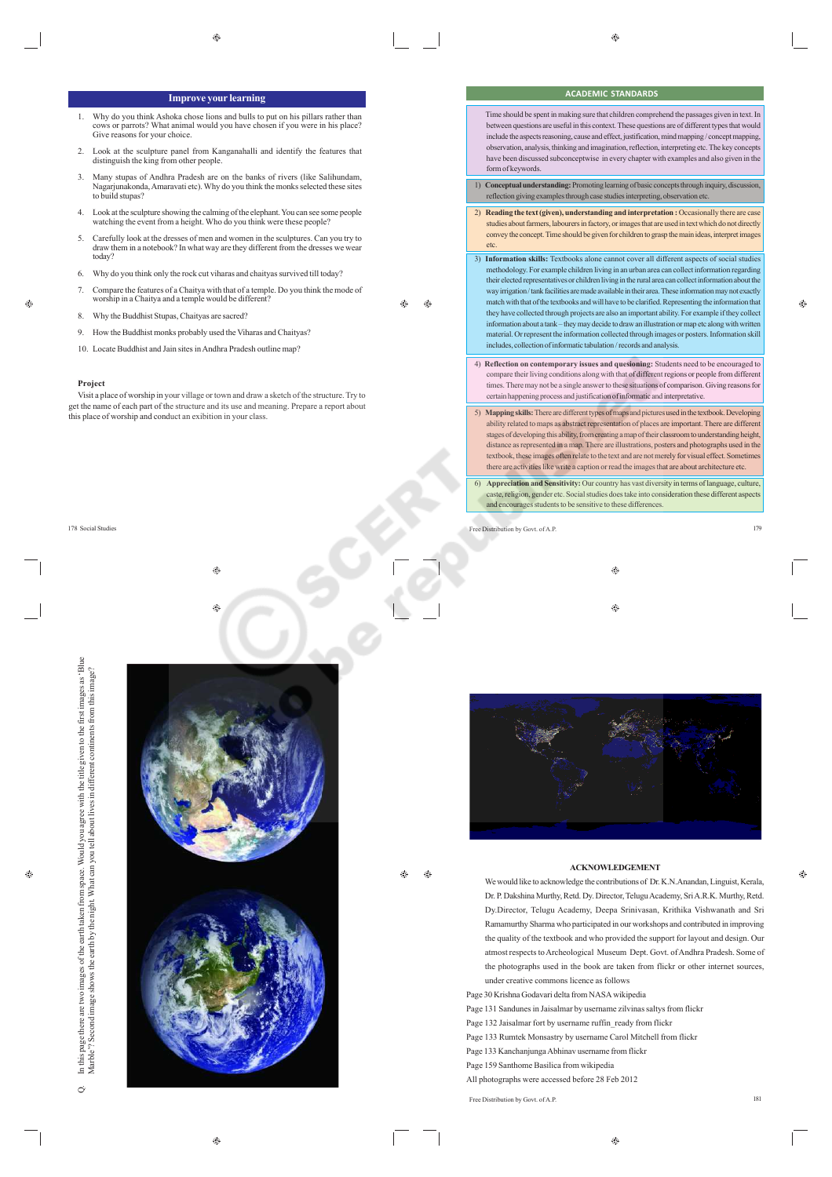## Improve your learning

1. Why do you think Ashoka chose lions and bulls to put on his pillars rather than cows or parrots? What animal would you have chosen if you were in his place? Give reasons for your choice.
2. Look at the sculpture panel from Kanganahalli and identify the features that distinguish the king from other people.
3. Many stupas of Andhra Pradesh are on the banks of rivers (like Salihundam, Nagarjunakonda, Amaravati etc). Why do you think the monks selected these sites to build stupas?
4. Look at the sculpture showing the calming of the elephant. You can see some people watching the event from a height. Who do you think were these people?
5. Carefully look at the dresses of men and women in the sculptures. Can you try to draw them in a notebook? In what way are they different from the dresses we wear today?
6. Why do you think only the rock cut viharas and chaityas survived till today?
7. Compare the features of a Chaitya with that of a temple. Do you think the mode of worship in a Chaitya and a temple would be different?
8. Why the Buddhist Stupas, Chaityas are sacred?
9. How the Buddhist monks probably used the Viharas and Chaityas?
10. Locate Buddhist and Jain sites in Andhra Pradesh outline map?

### Project

Visit a place of worship in your village or town and draw a sketch of the structure. Try to get the name of each part of the structure and its use and meaning. Prepare a report about this place of worship and conduct an exibition in your class.

## ACADEMIC STANDARDS

Time should be spent in making sure that children comprehend the passages given in text. In between questions are useful in this context. These questions are of different types that would include the aspects reasoning, cause and effect, justification, mind mapping / concept mapping, observation, analysis, thinking and imagination, reflection, interpreting etc. The key concepts have been discussed subconceptwise in every chapter with examples and also given in the form of keywords.

1) **Conceptual understanding:** Promoting learning of basic concepts through inquiry, discussion, reflection giving examples through case studies interpreting, observation etc.

2) **Reading the text (given), understanding and interpretation :** Occasionally there are case studies about farmers, labourers in factory, or images that are used in text which do not directly convey the concept. Time should be given for children to grasp the main ideas, interpret images etc.

3) **Information skills:** Textbooks alone cannot cover all different aspects of social studies methodology. For example children living in an urban area can collect information regarding their elected representatives or children living in the rural area can collect information about the way irrigation / tank facilities are made available in their area. These information may not exactly match with that of the textbooks and will have to be clarified. Representing the information that they have collected through projects are also an important ability. For example if they collect information about a tank – they may decide to draw an illustration or map etc along with written material. Or represent the information collected through images or posters. Information skill includes, collection of informatic tabulation / records and analysis.

4) **Reflection on contemporary issues and questioning:** Students need to be encouraged to compare their living conditions along with that of different regions or people from different times. There may not be a single answer to these situations of comparison. Giving reasons for certain happening process and justification of informatic and interpretative.

5) **Mapping skills:** There are different types of maps and pictures used in the textbook. Developing ability related to maps as abstract representation of places are important. There are different stages of developing this ability, from creating a map of their classroom to understanding height, distance as represented in a map. There are illustrations, posters and photographs used in the textbook, these images often relate to the text and are not merely for visual effect. Sometimes there are activities like write a caption or read the images that are about architecture etc.

6) **Appreciation and Sensitivity:** Our country has vast diversity in terms of language, culture, caste, religion, gender etc. Social studies does take into consideration these different aspects and encourages students to be sensitive to these differences.

Q. In this page there are two images of the earth taken from space. Would you agree with the title given to the first images as 'Blue Marble'? Second image shows the earth by the night. What can you tell about lives in different continents from this image?

### ACKNOWLEDGEMENT

We would like to acknowledge the contributions of Dr. K.N.Anandan, Linguist, Kerala, Dr. P. Dakshina Murthy, Retd. Dy. Director, Telugu Academy, Sri A.R.K. Murthy, Retd. Dy.Director, Telugu Academy, Deepa Srinivasan, Krithika Vishwanath and Sri Ramamurthy Sharma who participated in our workshops and contributed in improving the quality of the textbook and who provided the support for layout and design. Our atmost respects to Archeological Museum Dept. Govt. of Andhra Pradesh. Some of the photographs used in the book are taken from flickr or other internet sources, under creative commons licence as follows

Page 30 Krishna Godavari delta from NASA wikipedia
Page 131 Sandunes in Jaisalmar by username zilvinas saltys from flickr
Page 132 Jaisalmar fort by username ruffin_ready from flickr
Page 133 Rumtek Monsastry by username Carol Mitchell from flickr
Page 133 Kanchanjunga Abhinav username from flickr
Page 159 Santhome Basilica from wikipedia
All photographs were accessed before 28 Feb 2012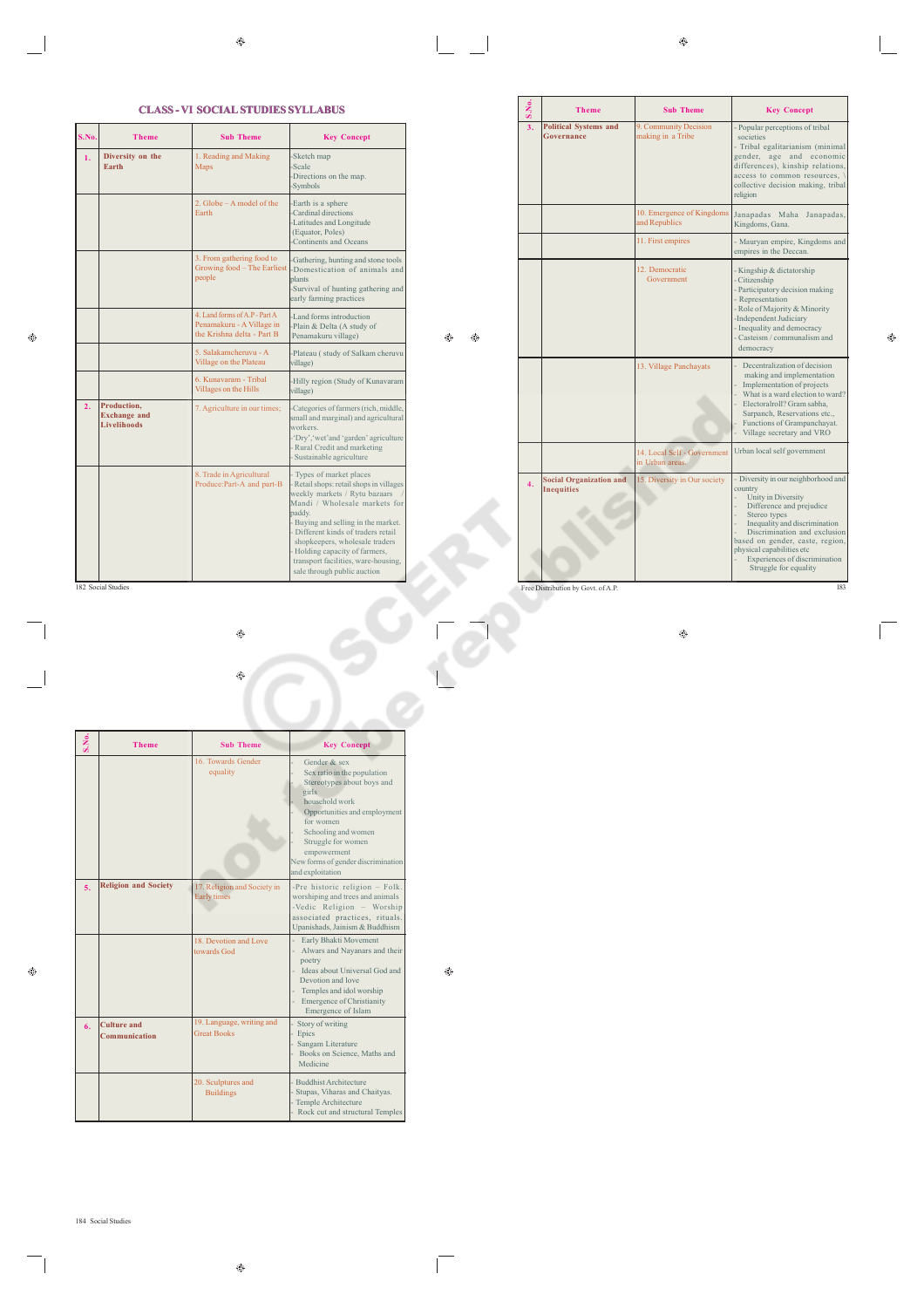# CLASS - VI SOCIAL STUDIES SYLLABUS

| S.No. | Theme | Sub Theme | Key Concept |
|---|---|---|---|
| 1. | Diversity on the Earth | 1. Reading and Making Maps | -Sketch map -Scale -Directions on the map. -Symbols |
| | | 2. Globe – A model of the Earth | -Earth is a sphere -Cardinal directions -Latitudes and Longitude (Equator, Poles) -Continents and Oceans |
| | | 3. From gathering food to Growing food – The Earliest people | -Gathering, hunting and stone tools -Domestication of animals and plants -Survival of hunting gathering and early farming practices |
| | | 4. Land forms of A.P - Part A Penamakuru - A Village in the Krishna delta - Part B | -Land forms introduction -Plain & Delta (A study of Penamakuru village) |
| | | 5. Salakamcheruvu - A Village on the Plateau | -Plateau ( study of Salkam cheruvu village) |
| | | 6. Kunavaram - Tribal Villages on the Hills | -Hilly region (Study of Kunavaram village) |
| 2. | Production, Exchange and Livelihoods | 7. Agriculture in our times; | -Categories of farmers (rich, middle, small and marginal) and agricultural workers. -'Dry','wet'and 'garden' agriculture - Rural Credit and marketing - Sustainable agriculture |
| | | 8. Trade in Agricultural Produce:Part-A and part-B | - Types of market places - Retail shops: retail shops in villages weekly markets / Rytu bazaars / Mandi / Wholesale markets for paddy. - Buying and selling in the market. - Different kinds of traders retail shopkeepers, wholesale traders - Holding capacity of farmers, transport facilities, ware-housing, sale through public auction |
| 3. | Political Systems and Governance | 9. Community Decision making in a Tribe | - Popular perceptions of tribal societies - Tribal egalitarianism (minimal gender, age and economic differences), kinship relations, access to common resources, \ collective decision making, tribal religion |
| | | 10. Emergence of Kingdoms and Republics | Janapadas Maha Janapadas, Kingdoms, Gana. |
| | | 11. First empires | - Mauryan empire, Kingdoms and empires in the Deccan. |
| | | 12. Democratic Government | - Kingship & dictatorship - Citizenship - Participatory decision making - Representation - Role of Majority & Minority -Independent Judiciary - Inequality and democracy - Casteism / communalism and democracy |
| | | 13. Village Panchayats | - Decentralization of decision making and implementation - Implementation of projects - What is a ward election to ward? - Electoralroll? Gram sabha, Sarpanch, Reservations etc., - Functions of Grampanchayat. - Village secretary and VRO |
| | | 14. Local Self - Government in Urban areas. | Urban local self government |
| 4. | Social Organization and Inequities | 15. Diversity in Our society | - Diversity in our neighborhood and country - Unity in Diversity - Difference and prejudice - Stereo types - Inequality and discrimination - Discrimination and exclusion based on gender, caste, region, physical capabilities etc - Experiences of discrimination Struggle for equality |
| | | 16. Towards Gender equality | - Gender & sex - Sex ratio in the population - Stereotypes about boys and girls - household work - Opportunities and employment for women - Schooling and women - Struggle for women empowerment New forms of gender discrimination and exploitation |
| 5. | Religion and Society | 17. Religion and Society in Early times | -Pre historic religion – Folk. worshiping and trees and animals -Vedic Religion – Worship associated practices, rituals. Upanishads, Jainism & Buddhism |
| | | 18. Devotion and Love towards God | - Early Bhakti Movement - Alwars and Nayanars and their poetry - Ideas about Universal God and Devotion and love - Temples and idol worship - Emergence of Christianity Emergence of Islam |
| 6. | Culture and Communication | 19. Language, writing and Great Books | - Story of writing - Epics - Sangam Literature - Books on Science, Maths and Medicine |
| | | 20. Sculptures and Buildings | - Buddhist Architecture - Stupas, Viharas and Chaityas. - Temple Architecture - Rock cut and structural Temples |

Free Distribution by Govt. of A.P.